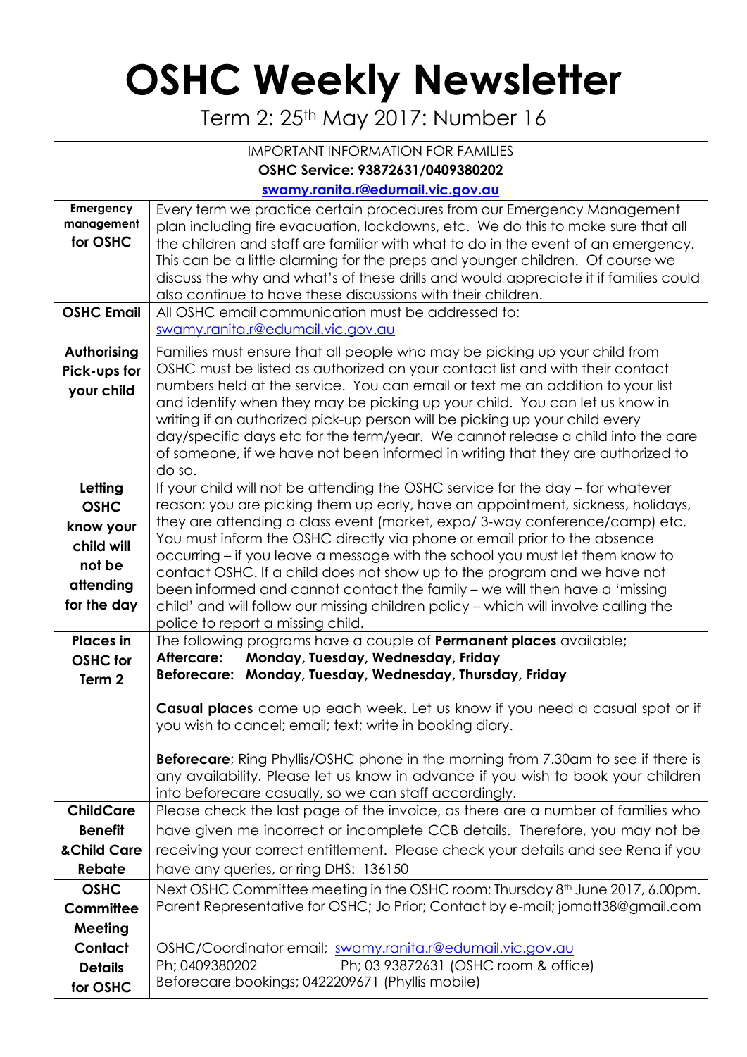# OSHC Weekly Newsletter

Term 2: 25th May 2017: Number 16

| IMPORTANT INFORMATION FOR FAMILIES **OSHC Service: 93872631/0409380202** **swamy.ranita.r@edumail.vic.gov.au** | |
|---|---|
| **Emergency management for OSHC** | Every term we practice certain procedures from our Emergency Management plan including fire evacuation, lockdowns, etc. We do this to make sure that all the children and staff are familiar with what to do in the event of an emergency. This can be a little alarming for the preps and younger children. Of course we discuss the why and what's of these drills and would appreciate it if families could also continue to have these discussions with their children. |
| **OSHC Email** | All OSHC email communication must be addressed to: swamy.ranita.r@edumail.vic.gov.au |
| **Authorising Pick-ups for your child** | Families must ensure that all people who may be picking up your child from OSHC must be listed as authorized on your contact list and with their contact numbers held at the service. You can email or text me an addition to your list and identify when they may be picking up your child. You can let us know in writing if an authorized pick-up person will be picking up your child every day/specific days etc for the term/year. We cannot release a child into the care of someone, if we have not been informed in writing that they are authorized to do so. |
| **Letting OSHC know your child will not be attending for the day** | If your child will not be attending the OSHC service for the day – for whatever reason; you are picking them up early, have an appointment, sickness, holidays, they are attending a class event (market, expo/ 3-way conference/camp) etc. You must inform the OSHC directly via phone or email prior to the absence occurring – if you leave a message with the school you must let them know to contact OSHC. If a child does not show up to the program and we have not been informed and cannot contact the family – we will then have a 'missing child' and will follow our missing children policy – which will involve calling the police to report a missing child. |
| **Places in OSHC for Term 2** | The following programs have a couple of **Permanent places** available; **Aftercare: Monday, Tuesday, Wednesday, Friday** **Beforecare: Monday, Tuesday, Wednesday, Thursday, Friday** <br><br> **Casual places** come up each week. Let us know if you need a casual spot or if you wish to cancel; email; text; write in booking diary. <br><br> **Beforecare**; Ring Phyllis/OSHC phone in the morning from 7.30am to see if there is any availability. Please let us know in advance if you wish to book your children into beforecare casually, so we can staff accordingly. |
| **ChildCare Benefit &Child Care Rebate** | Please check the last page of the invoice, as there are a number of families who have given me incorrect or incomplete CCB details. Therefore, you may not be receiving your correct entitlement. Please check your details and see Rena if you have any queries, or ring DHS: 136150 |
| **OSHC Committee Meeting** | Next OSHC Committee meeting in the OSHC room: Thursday 8th June 2017, 6.00pm. Parent Representative for OSHC; Jo Prior; Contact by e-mail; jomatt38@gmail.com |
| **Contact Details for OSHC** | OSHC/Coordinator email; swamy.ranita.r@edumail.vic.gov.au <br> Ph; 0409380202 Ph; 03 93872631 (OSHC room & office) <br> Beforecare bookings; 0422209671 (Phyllis mobile) |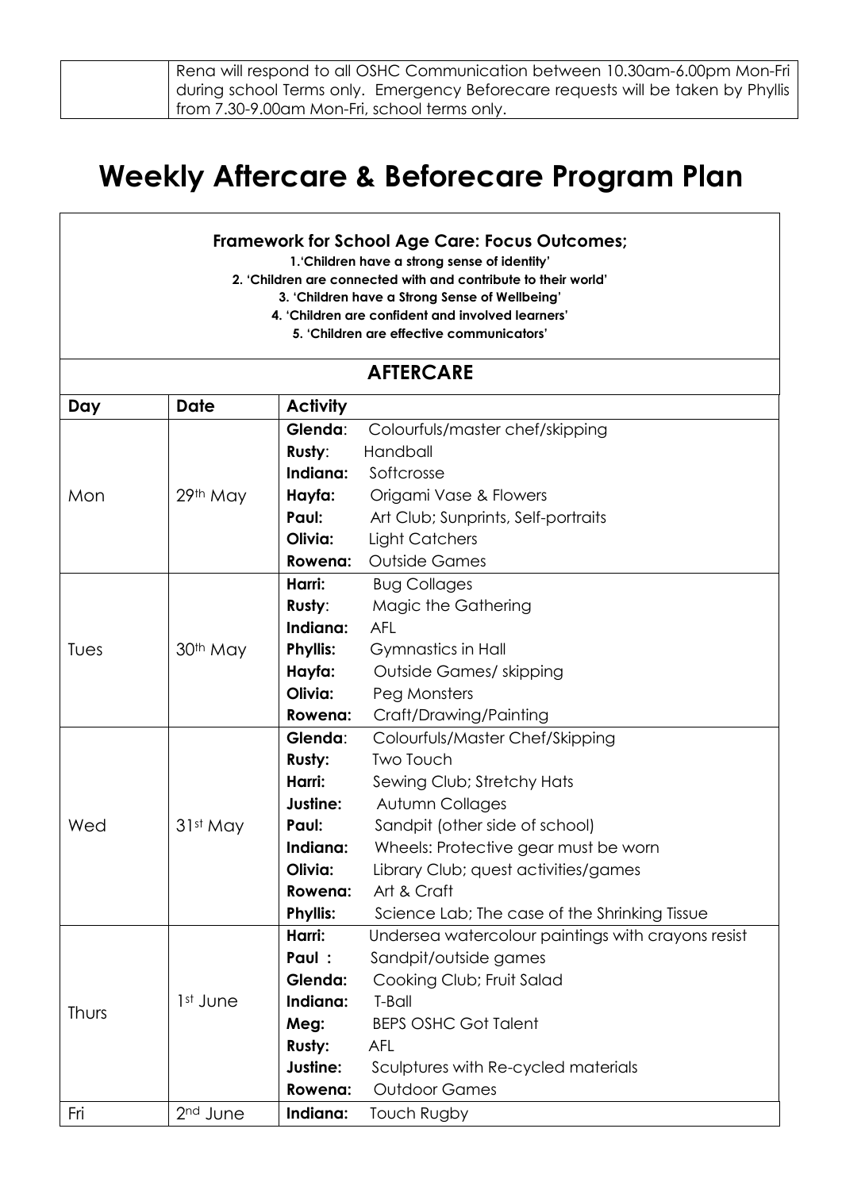| | Rena will respond to all OSHC Communication between 10.30am-6.00pm Mon-Fri during school Terms only. Emergency Beforecare requests will be taken by Phyllis from 7.30-9.00am Mon-Fri, school terms only. |
|---|---|

# Weekly Aftercare & Beforecare Program Plan

**Framework for School Age Care: Focus Outcomes;**

**1.'Children have a strong sense of identity'**
**2. 'Children are connected with and contribute to their world'**
**3. 'Children have a Strong Sense of Wellbeing'**
**4. 'Children are confident and involved learners'**
**5. 'Children are effective communicators'**

## AFTERCARE

| Day | Date | Activity |
|---|---|---|
| Mon | 29th May | **Glenda**: Colourfuls/master chef/skipping<br>**Rusty**: Handball<br>**Indiana:** Softcrosse<br>**Hayfa:** Origami Vase & Flowers<br>**Paul:** Art Club; Sunprints, Self-portraits<br>**Olivia:** Light Catchers<br>**Rowena:** Outside Games |
| Tues | 30th May | **Harri:** Bug Collages<br>**Rusty**: Magic the Gathering<br>**Indiana:** AFL<br>**Phyllis:** Gymnastics in Hall<br>**Hayfa:** Outside Games/ skipping<br>**Olivia:** Peg Monsters<br>**Rowena:** Craft/Drawing/Painting |
| Wed | 31st May | **Glenda**: Colourfuls/Master Chef/Skipping<br>**Rusty:** Two Touch<br>**Harri:** Sewing Club; Stretchy Hats<br>**Justine:** Autumn Collages<br>**Paul:** Sandpit (other side of school)<br>**Indiana:** Wheels: Protective gear must be worn<br>**Olivia:** Library Club; quest activities/games<br>**Rowena:** Art & Craft<br>**Phyllis:** Science Lab; The case of the Shrinking Tissue |
| Thurs | 1st June | **Harri:** Undersea watercolour paintings with crayons resist<br>**Paul :** Sandpit/outside games<br>**Glenda:** Cooking Club; Fruit Salad<br>**Indiana:** T-Ball<br>**Meg:** BEPS OSHC Got Talent<br>**Rusty:** AFL<br>**Justine:** Sculptures with Re-cycled materials<br>**Rowena:** Outdoor Games |
| Fri | 2nd June | **Indiana:** Touch Rugby |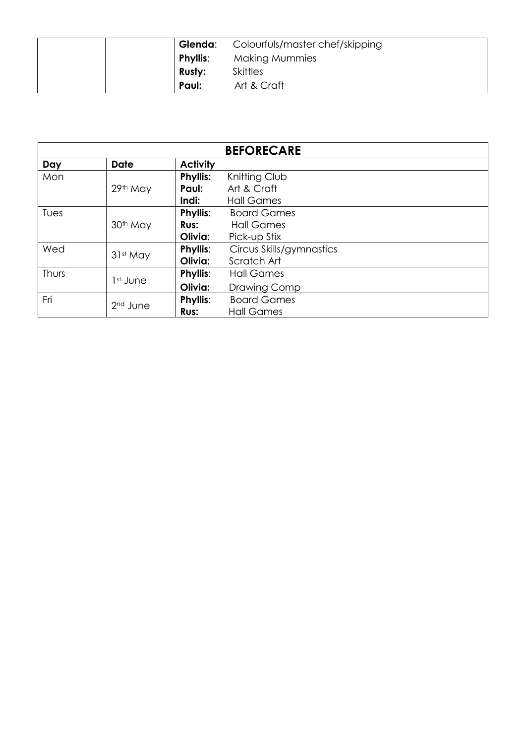| | | |
|---|---|---|
| | | **Glenda**: Colourfuls/master chef/skipping<br>**Phyllis**: Making Mummies<br>**Rusty:** Skittles<br>**Paul:** Art & Craft |

| BEFORECARE | | |
|---|---|---|
| **Day** | **Date** | **Activity** |
| Mon | 29th May | **Phyllis:** Knitting Club<br>**Paul:** Art & Craft<br>**Indi:** Hall Games |
| Tues | 30th May | **Phyllis:** Board Games<br>**Rus:** Hall Games<br>**Olivia:** Pick-up Stix |
| Wed | 31st May | **Phyllis**: Circus Skills/gymnastics<br>**Olivia:** Scratch Art |
| Thurs | 1st June | **Phyllis**: Hall Games<br>**Olivia:** Drawing Comp |
| Fri | 2nd June | **Phyllis:** Board Games<br>**Rus:** Hall Games |